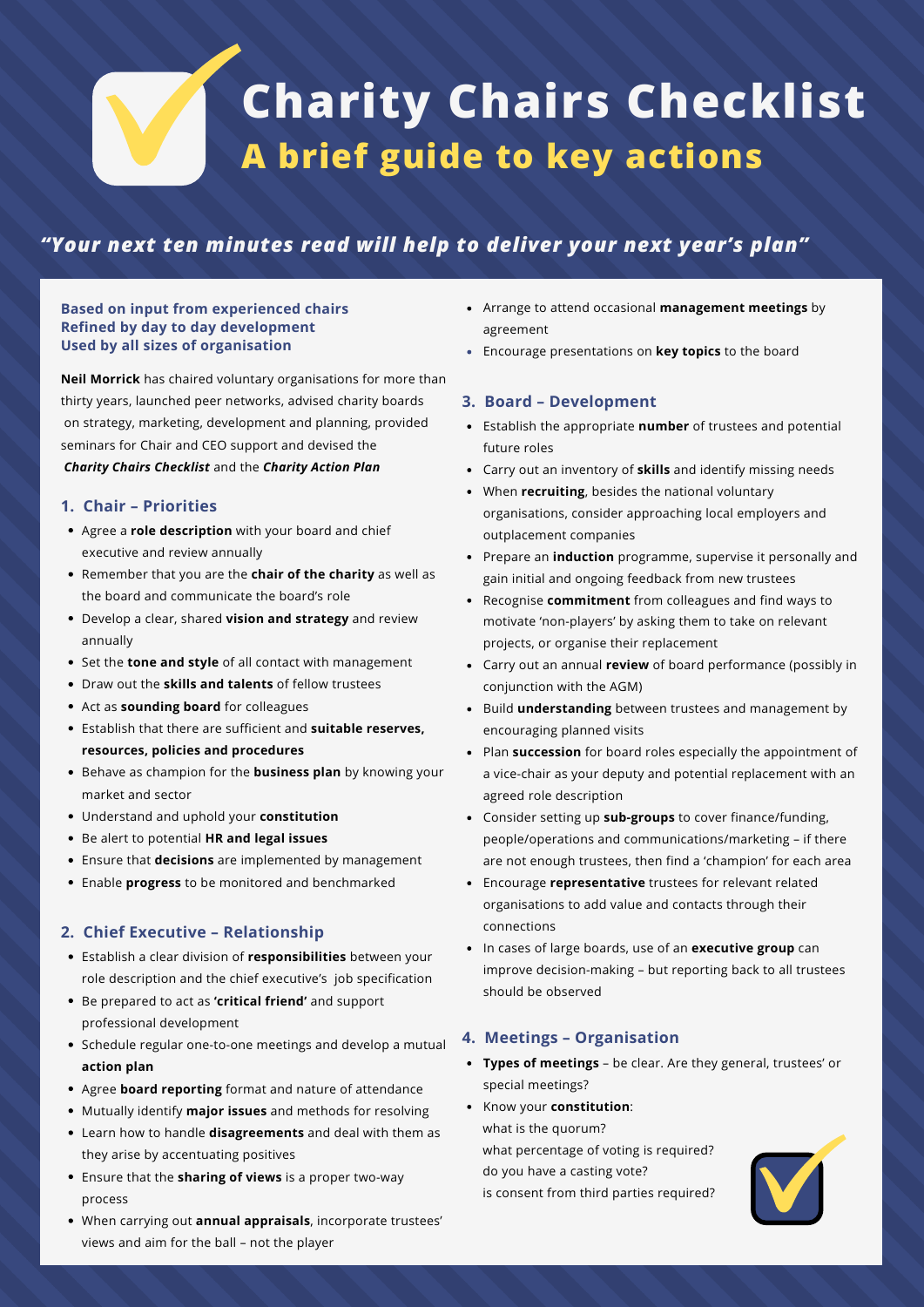# Charity Chairs Checklist

## A brief guide to key actions

***"Your next ten minutes read will help to deliver your next year's plan"***

**Based on input from experienced chairs**
**Refined by day to day development**
**Used by all sizes of organisation**

**Neil Morrick** has chaired voluntary organisations for more than thirty years, launched peer networks, advised charity boards on strategy, marketing, development and planning, provided seminars for Chair and CEO support and devised the ***Charity Chairs Checklist*** and the ***Charity Action Plan***

### 1. Chair – Priorities

- Agree a **role description** with your board and chief executive and review annually
- Remember that you are the **chair of the charity** as well as the board and communicate the board's role
- Develop a clear, shared **vision and strategy** and review annually
- Set the **tone and style** of all contact with management
- Draw out the **skills and talents** of fellow trustees
- Act as **sounding board** for colleagues
- Establish that there are sufficient and **suitable reserves, resources, policies and procedures**
- Behave as champion for the **business plan** by knowing your market and sector
- Understand and uphold your **constitution**
- Be alert to potential **HR and legal issues**
- Ensure that **decisions** are implemented by management
- Enable **progress** to be monitored and benchmarked

### 2. Chief Executive – Relationship

- Establish a clear division of **responsibilities** between your role description and the chief executive's job specification
- Be prepared to act as **'critical friend'** and support professional development
- Schedule regular one-to-one meetings and develop a mutual **action plan**
- Agree **board reporting** format and nature of attendance
- Mutually identify **major issues** and methods for resolving
- Learn how to handle **disagreements** and deal with them as they arise by accentuating positives
- Ensure that the **sharing of views** is a proper two-way process
- When carrying out **annual appraisals**, incorporate trustees' views and aim for the ball – not the player
- Arrange to attend occasional **management meetings** by agreement
- Encourage presentations on **key topics** to the board

### 3. Board – Development

- Establish the appropriate **number** of trustees and potential future roles
- Carry out an inventory of **skills** and identify missing needs
- When **recruiting**, besides the national voluntary organisations, consider approaching local employers and outplacement companies
- Prepare an **induction** programme, supervise it personally and gain initial and ongoing feedback from new trustees
- Recognise **commitment** from colleagues and find ways to motivate 'non-players' by asking them to take on relevant projects, or organise their replacement
- Carry out an annual **review** of board performance (possibly in conjunction with the AGM)
- Build **understanding** between trustees and management by encouraging planned visits
- Plan **succession** for board roles especially the appointment of a vice-chair as your deputy and potential replacement with an agreed role description
- Consider setting up **sub-groups** to cover finance/funding, people/operations and communications/marketing – if there are not enough trustees, then find a 'champion' for each area
- Encourage **representative** trustees for relevant related organisations to add value and contacts through their connections
- In cases of large boards, use of an **executive group** can improve decision-making – but reporting back to all trustees should be observed

### 4. Meetings – Organisation

- **Types of meetings** – be clear. Are they general, trustees' or special meetings?
- Know your **constitution**:
  what is the quorum?
  what percentage of voting is required?
  do you have a casting vote?
  is consent from third parties required?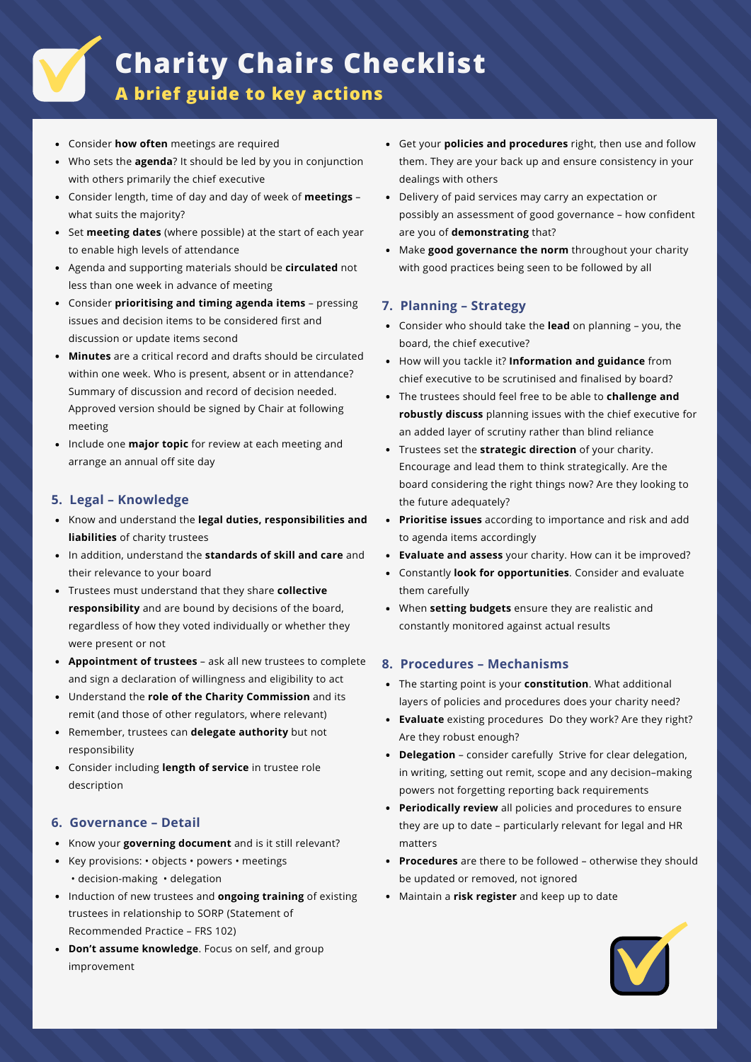// Title
# Charity Chairs Checklist

## A brief guide to key actions

- Consider **how often** meetings are required
- Who sets the **agenda**? It should be led by you in conjunction with others primarily the chief executive
- Consider length, time of day and day of week of **meetings** – what suits the majority?
- Set **meeting dates** (where possible) at the start of each year to enable high levels of attendance
- Agenda and supporting materials should be **circulated** not less than one week in advance of meeting
- Consider **prioritising and timing agenda items** – pressing issues and decision items to be considered first and discussion or update items second
- **Minutes** are a critical record and drafts should be circulated within one week. Who is present, absent or in attendance? Summary of discussion and record of decision needed. Approved version should be signed by Chair at following meeting
- Include one **major topic** for review at each meeting and arrange an annual off site day

### 5. Legal – Knowledge

- Know and understand the **legal duties, responsibilities and liabilities** of charity trustees
- In addition, understand the **standards of skill and care** and their relevance to your board
- Trustees must understand that they share **collective responsibility** and are bound by decisions of the board, regardless of how they voted individually or whether they were present or not
- **Appointment of trustees** – ask all new trustees to complete and sign a declaration of willingness and eligibility to act
- Understand the **role of the Charity Commission** and its remit (and those of other regulators, where relevant)
- Remember, trustees can **delegate authority** but not responsibility
- Consider including **length of service** in trustee role description

### 6. Governance – Detail

- Know your **governing document** and is it still relevant?
- Key provisions: • objects • powers • meetings • decision-making • delegation
- Induction of new trustees and **ongoing training** of existing trustees in relationship to SORP (Statement of Recommended Practice – FRS 102)
- **Don't assume knowledge**. Focus on self, and group improvement
- Get your **policies and procedures** right, then use and follow them. They are your back up and ensure consistency in your dealings with others
- Delivery of paid services may carry an expectation or possibly an assessment of good governance – how confident are you of **demonstrating** that?
- Make **good governance the norm** throughout your charity with good practices being seen to be followed by all

### 7. Planning – Strategy

- Consider who should take the **lead** on planning – you, the board, the chief executive?
- How will you tackle it? **Information and guidance** from chief executive to be scrutinised and finalised by board?
- The trustees should feel free to be able to **challenge and robustly discuss** planning issues with the chief executive for an added layer of scrutiny rather than blind reliance
- Trustees set the **strategic direction** of your charity. Encourage and lead them to think strategically. Are the board considering the right things now? Are they looking to the future adequately?
- **Prioritise issues** according to importance and risk and add to agenda items accordingly
- **Evaluate and assess** your charity. How can it be improved?
- Constantly **look for opportunities**. Consider and evaluate them carefully
- When **setting budgets** ensure they are realistic and constantly monitored against actual results

### 8. Procedures – Mechanisms

- The starting point is your **constitution**. What additional layers of policies and procedures does your charity need?
- **Evaluate** existing procedures Do they work? Are they right? Are they robust enough?
- **Delegation** – consider carefully Strive for clear delegation, in writing, setting out remit, scope and any decision–making powers not forgetting reporting back requirements
- **Periodically review** all policies and procedures to ensure they are up to date – particularly relevant for legal and HR matters
- **Procedures** are there to be followed – otherwise they should be updated or removed, not ignored
- Maintain a **risk register** and keep up to date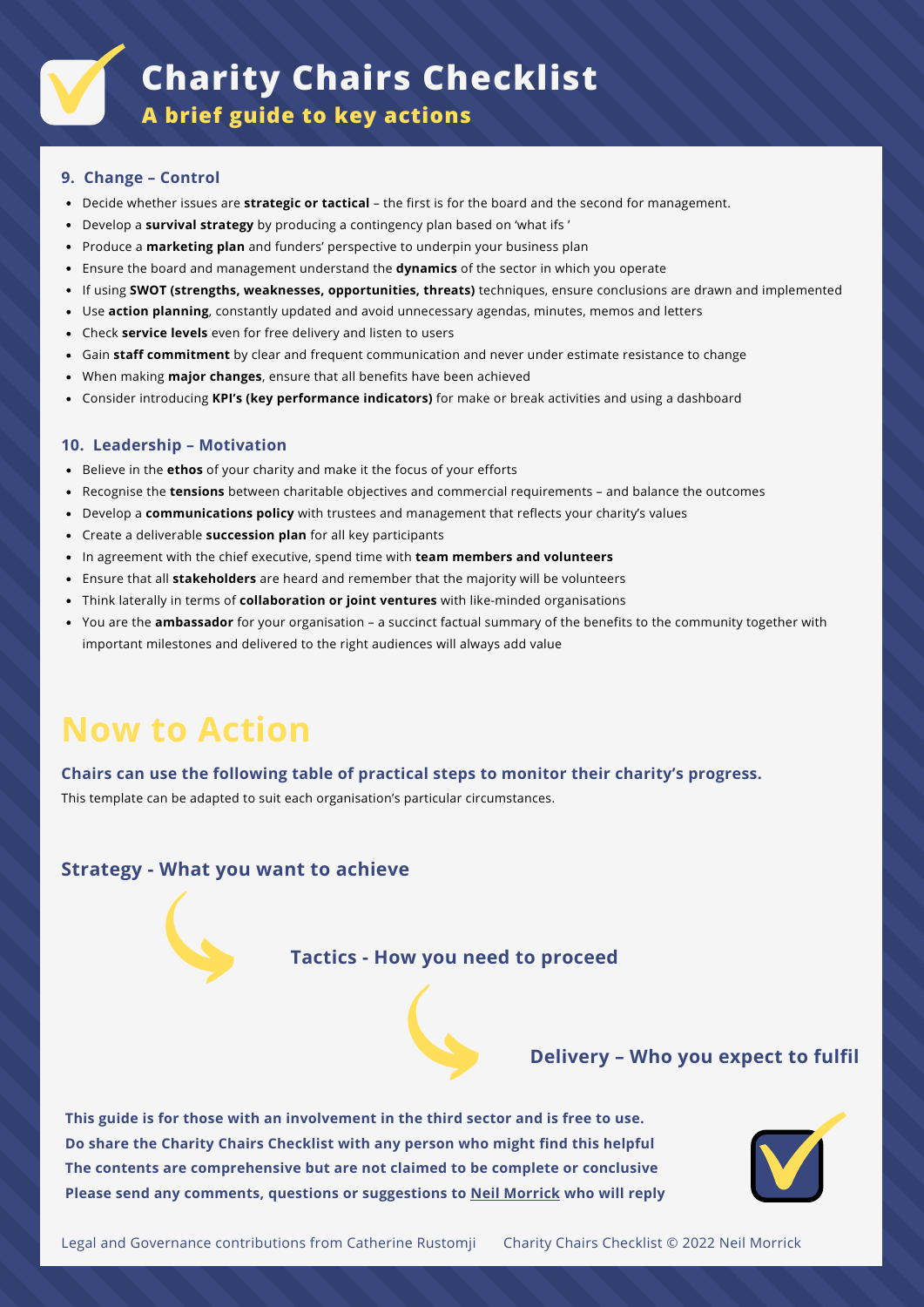# Charity Chairs Checklist

## A brief guide to key actions

### 9. Change – Control

- Decide whether issues are **strategic or tactical** – the first is for the board and the second for management.
- Develop a **survival strategy** by producing a contingency plan based on 'what ifs '
- Produce a **marketing plan** and funders' perspective to underpin your business plan
- Ensure the board and management understand the **dynamics** of the sector in which you operate
- If using **SWOT (strengths, weaknesses, opportunities, threats)** techniques, ensure conclusions are drawn and implemented
- Use **action planning**, constantly updated and avoid unnecessary agendas, minutes, memos and letters
- Check **service levels** even for free delivery and listen to users
- Gain **staff commitment** by clear and frequent communication and never under estimate resistance to change
- When making **major changes**, ensure that all benefits have been achieved
- Consider introducing **KPI's (key performance indicators)** for make or break activities and using a dashboard

### 10. Leadership – Motivation

- Believe in the **ethos** of your charity and make it the focus of your efforts
- Recognise the **tensions** between charitable objectives and commercial requirements – and balance the outcomes
- Develop a **communications policy** with trustees and management that reflects your charity's values
- Create a deliverable **succession plan** for all key participants
- In agreement with the chief executive, spend time with **team members and volunteers**
- Ensure that all **stakeholders** are heard and remember that the majority will be volunteers
- Think laterally in terms of **collaboration or joint ventures** with like-minded organisations
- You are the **ambassador** for your organisation – a succinct factual summary of the benefits to the community together with important milestones and delivered to the right audiences will always add value

# Now to Action

**Chairs can use the following table of practical steps to monitor their charity's progress.**

This template can be adapted to suit each organisation's particular circumstances.

### Strategy - What you want to achieve

### Tactics - How you need to proceed

### Delivery – Who you expect to fulfil

**This guide is for those with an involvement in the third sector and is free to use.**
**Do share the Charity Chairs Checklist with any person who might find this helpful**
**The contents are comprehensive but are not claimed to be complete or conclusive**
**Please send any comments, questions or suggestions to Neil Morrick who will reply**

Legal and Governance contributions from Catherine Rustomji    Charity Chairs Checklist © 2022 Neil Morrick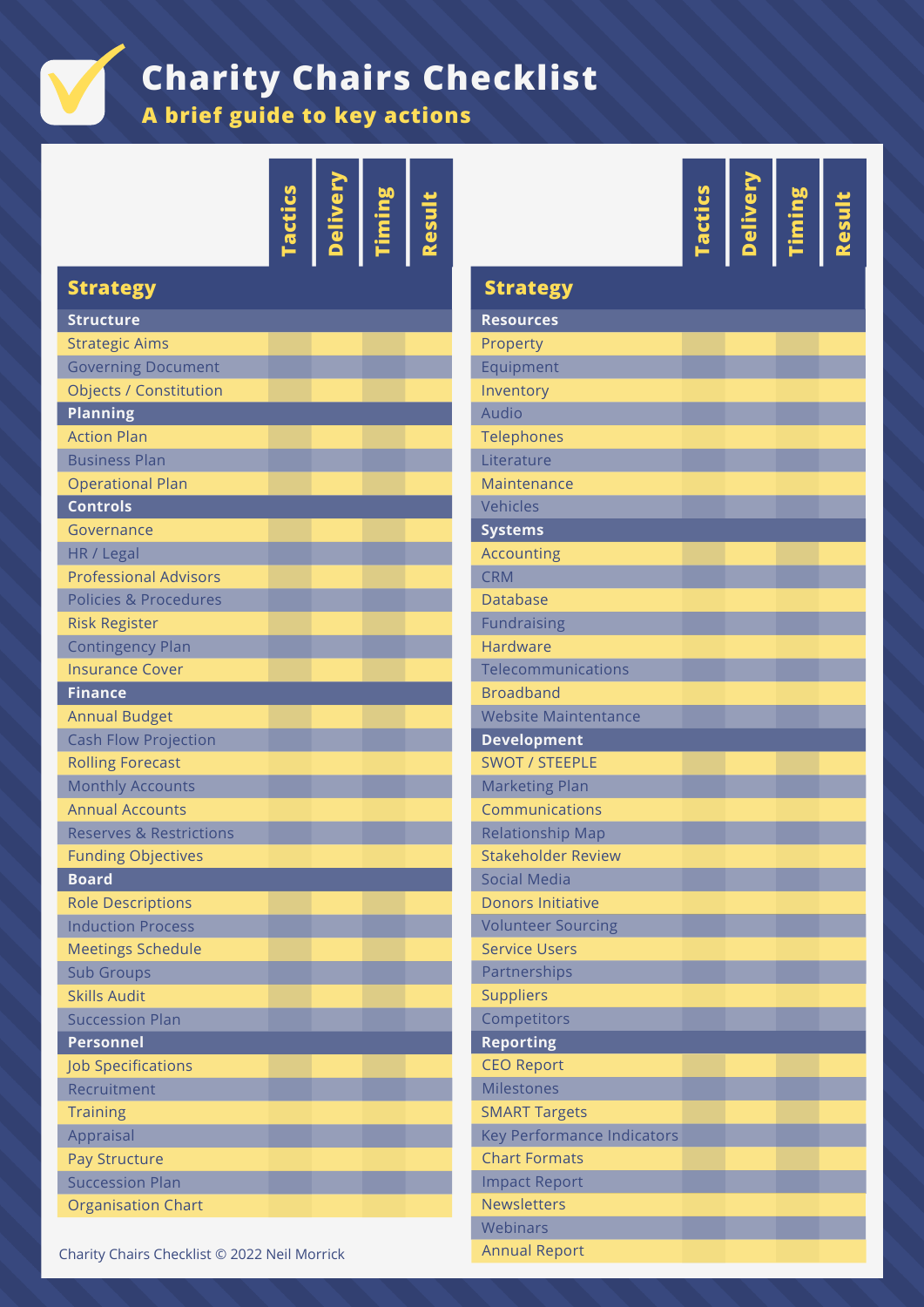# Charity Chairs Checklist

## A brief guide to key actions

| Strategy | Tactics | Delivery | Timing | Result |
|---|---|---|---|---|
| **Structure** | | | | |
| Strategic Aims | | | | |
| Governing Document | | | | |
| Objects / Constitution | | | | |
| **Planning** | | | | |
| Action Plan | | | | |
| Business Plan | | | | |
| Operational Plan | | | | |
| **Controls** | | | | |
| Governance | | | | |
| HR / Legal | | | | |
| Professional Advisors | | | | |
| Policies & Procedures | | | | |
| Risk Register | | | | |
| Contingency Plan | | | | |
| Insurance Cover | | | | |
| **Finance** | | | | |
| Annual Budget | | | | |
| Cash Flow Projection | | | | |
| Rolling Forecast | | | | |
| Monthly Accounts | | | | |
| Annual Accounts | | | | |
| Reserves & Restrictions | | | | |
| Funding Objectives | | | | |
| **Board** | | | | |
| Role Descriptions | | | | |
| Induction Process | | | | |
| Meetings Schedule | | | | |
| Sub Groups | | | | |
| Skills Audit | | | | |
| Succession Plan | | | | |
| **Personnel** | | | | |
| Job Specifications | | | | |
| Recruitment | | | | |
| Training | | | | |
| Appraisal | | | | |
| Pay Structure | | | | |
| Succession Plan | | | | |
| Organisation Chart | | | | |

| Strategy | Tactics | Delivery | Timing | Result |
|---|---|---|---|---|
| **Resources** | | | | |
| Property | | | | |
| Equipment | | | | |
| Inventory | | | | |
| Audio | | | | |
| Telephones | | | | |
| Literature | | | | |
| Maintenance | | | | |
| Vehicles | | | | |
| **Systems** | | | | |
| Accounting | | | | |
| CRM | | | | |
| Database | | | | |
| Fundraising | | | | |
| Hardware | | | | |
| Telecommunications | | | | |
| Broadband | | | | |
| Website Maintentance | | | | |
| **Development** | | | | |
| SWOT / STEEPLE | | | | |
| Marketing Plan | | | | |
| Communications | | | | |
| Relationship Map | | | | |
| Stakeholder Review | | | | |
| Social Media | | | | |
| Donors Initiative | | | | |
| Volunteer Sourcing | | | | |
| Service Users | | | | |
| Partnerships | | | | |
| Suppliers | | | | |
| Competitors | | | | |
| **Reporting** | | | | |
| CEO Report | | | | |
| Milestones | | | | |
| SMART Targets | | | | |
| Key Performance Indicators | | | | |
| Chart Formats | | | | |
| Impact Report | | | | |
| Newsletters | | | | |
| Webinars | | | | |
| Annual Report | | | | |

Charity Chairs Checklist © 2022 Neil Morrick